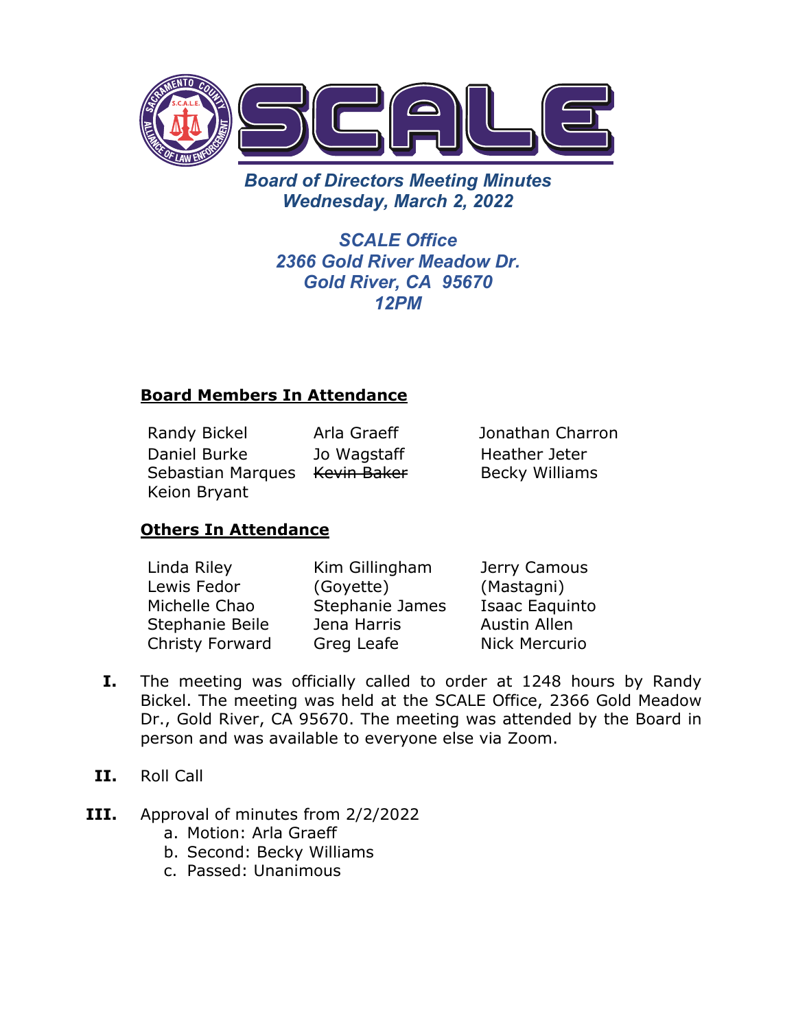# SCALE

## *Board of Directors Meeting Minutes*
## *Wednesday, March 2, 2022*

***SCALE Office***
***2366 Gold River Meadow Dr.***
***Gold River, CA 95670***
***12PM***

### Board Members In Attendance

| | | |
|---|---|---|
| Randy Bickel | Arla Graeff | Jonathan Charron |
| Daniel Burke | Jo Wagstaff | Heather Jeter |
| Sebastian Marques | ~~Kevin Baker~~ | Becky Williams |
| Keion Bryant | | |

### Others In Attendance

| | | |
|---|---|---|
| Linda Riley | Kim Gillingham (Goyette) | Jerry Camous (Mastagni) |
| Lewis Fedor | Stephanie James | Isaac Eaquinto |
| Michelle Chao | Jena Harris | Austin Allen |
| Stephanie Beile | Greg Leafe | Nick Mercurio |
| Christy Forward | | |

**I.** The meeting was officially called to order at 1248 hours by Randy Bickel. The meeting was held at the SCALE Office, 2366 Gold Meadow Dr., Gold River, CA 95670. The meeting was attended by the Board in person and was available to everyone else via Zoom.

**II.** Roll Call

**III.** Approval of minutes from 2/2/2022

a. Motion: Arla Graeff
b. Second: Becky Williams
c. Passed: Unanimous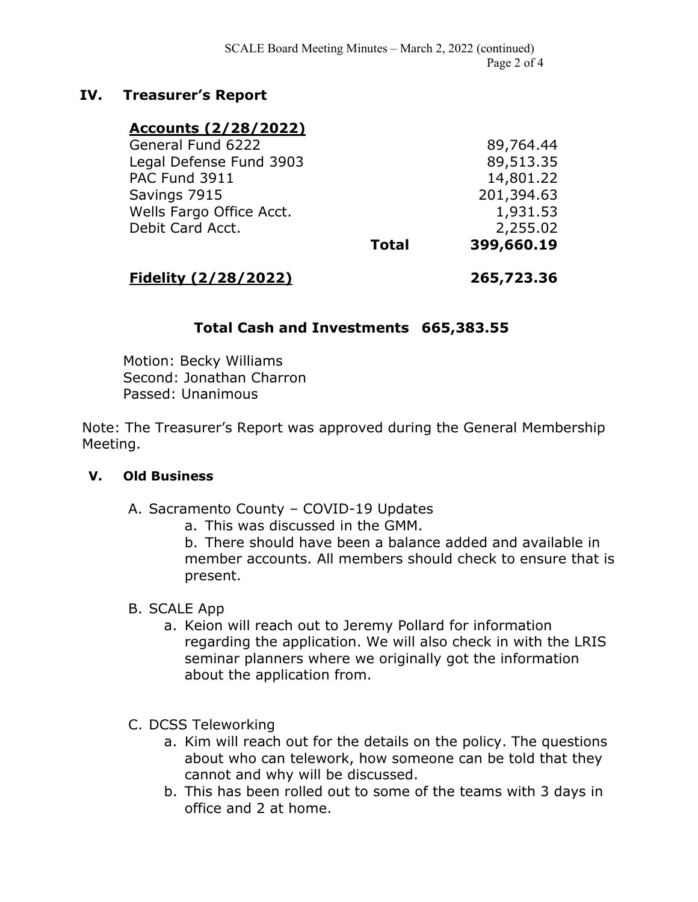## IV. Treasurer's Report

| **Accounts (2/28/2022)** | | |
|---|---|---|
| General Fund 6222 | | 89,764.44 |
| Legal Defense Fund 3903 | | 89,513.35 |
| PAC Fund 3911 | | 14,801.22 |
| Savings 7915 | | 201,394.63 |
| Wells Fargo Office Acct. | | 1,931.53 |
| Debit Card Acct. | | 2,255.02 |
| | **Total** | **399,660.19** |
| **Fidelity (2/28/2022)** | | **265,723.36** |

**Total Cash and Investments 665,383.55**

Motion: Becky Williams
Second: Jonathan Charron
Passed: Unanimous

Note: The Treasurer's Report was approved during the General Membership Meeting.

## V. Old Business

A. Sacramento County – COVID-19 Updates

a. This was discussed in the GMM.

b. There should have been a balance added and available in member accounts. All members should check to ensure that is present.

B. SCALE App

a. Keion will reach out to Jeremy Pollard for information regarding the application. We will also check in with the LRIS seminar planners where we originally got the information about the application from.

C. DCSS Teleworking

a. Kim will reach out for the details on the policy. The questions about who can telework, how someone can be told that they cannot and why will be discussed.

b. This has been rolled out to some of the teams with 3 days in office and 2 at home.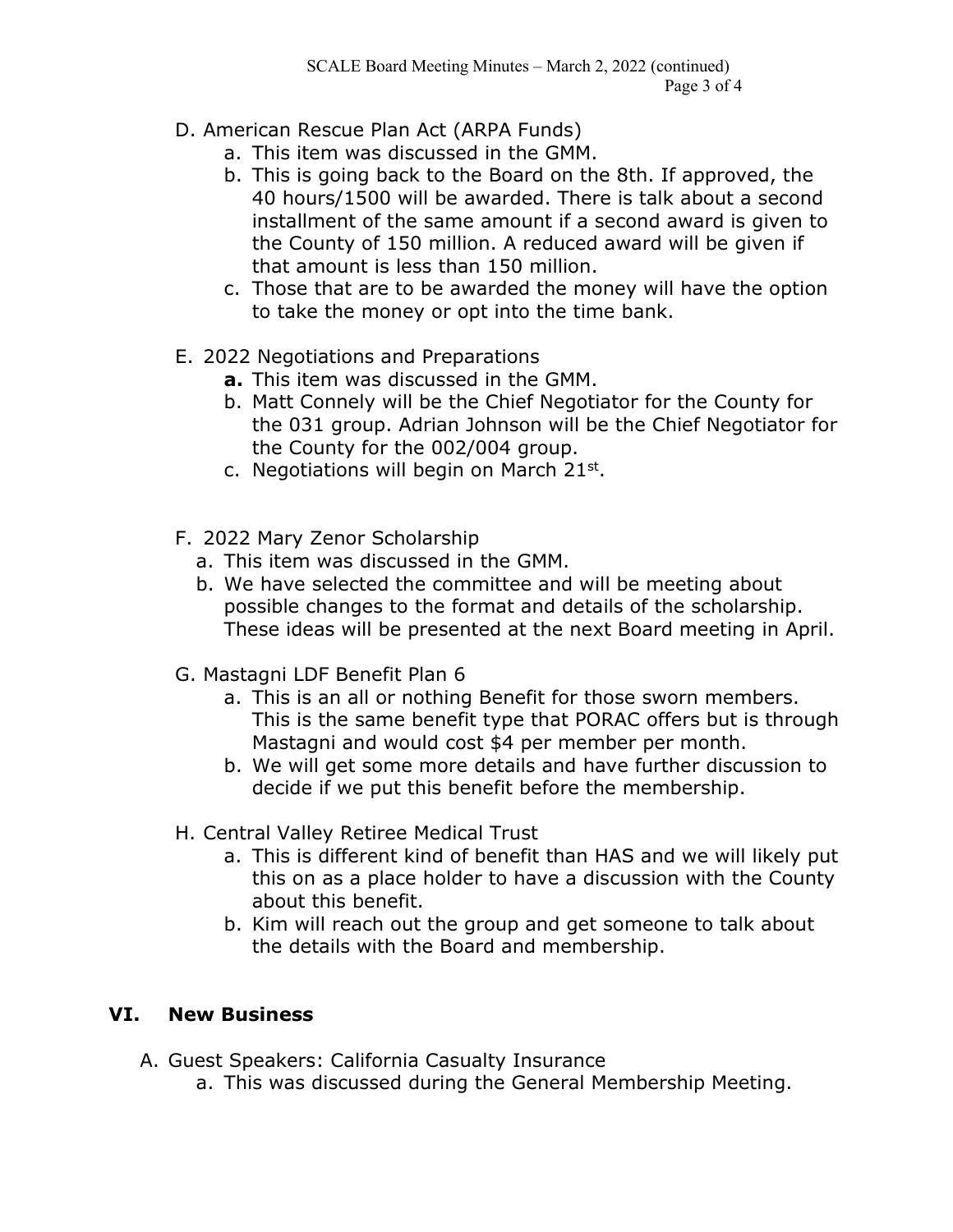D. American Rescue Plan Act (ARPA Funds)

   a. This item was discussed in the GMM.
   b. This is going back to the Board on the 8th. If approved, the 40 hours/1500 will be awarded. There is talk about a second installment of the same amount if a second award is given to the County of 150 million. A reduced award will be given if that amount is less than 150 million.
   c. Those that are to be awarded the money will have the option to take the money or opt into the time bank.

E. 2022 Negotiations and Preparations

   **a.** This item was discussed in the GMM.
   b. Matt Connely will be the Chief Negotiator for the County for the 031 group. Adrian Johnson will be the Chief Negotiator for the County for the 002/004 group.
   c. Negotiations will begin on March 21st.

F. 2022 Mary Zenor Scholarship

   a. This item was discussed in the GMM.
   b. We have selected the committee and will be meeting about possible changes to the format and details of the scholarship. These ideas will be presented at the next Board meeting in April.

G. Mastagni LDF Benefit Plan 6

   a. This is an all or nothing Benefit for those sworn members. This is the same benefit type that PORAC offers but is through Mastagni and would cost $4 per member per month.
   b. We will get some more details and have further discussion to decide if we put this benefit before the membership.

H. Central Valley Retiree Medical Trust

   a. This is different kind of benefit than HAS and we will likely put this on as a place holder to have a discussion with the County about this benefit.
   b. Kim will reach out the group and get someone to talk about the details with the Board and membership.

## VI. New Business

A. Guest Speakers: California Casualty Insurance

   a. This was discussed during the General Membership Meeting.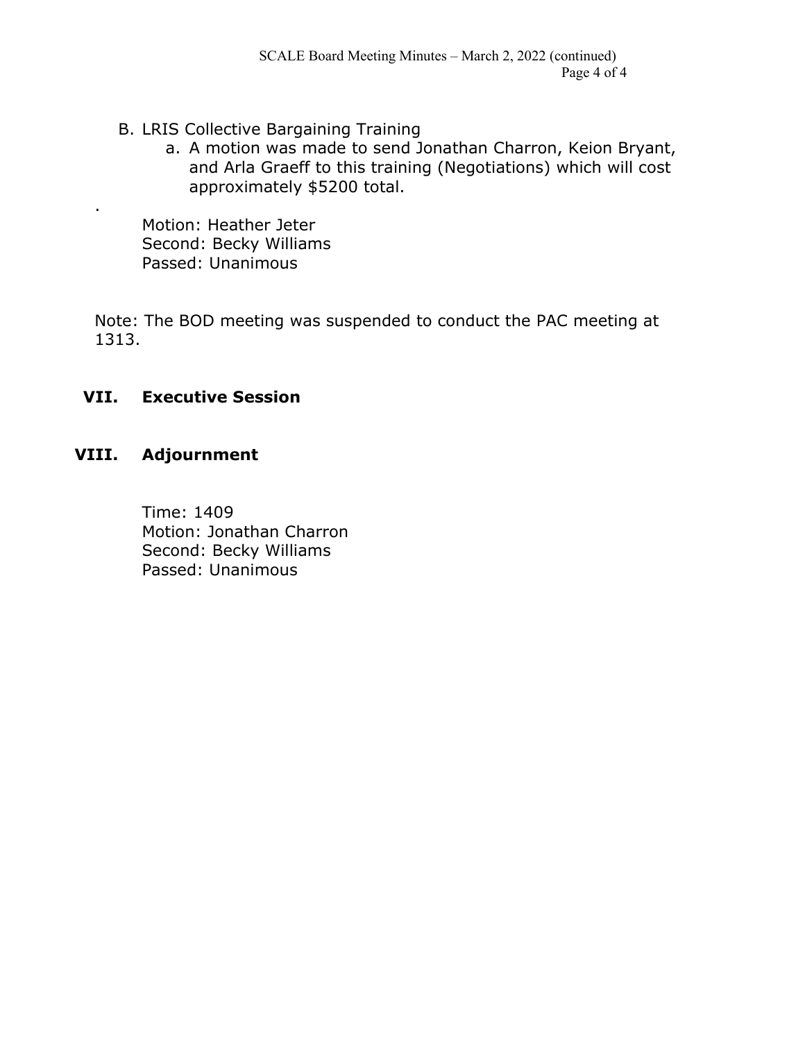B. LRIS Collective Bargaining Training
   a. A motion was made to send Jonathan Charron, Keion Bryant, and Arla Graeff to this training (Negotiations) which will cost approximately $5200 total.

.

Motion: Heather Jeter
Second: Becky Williams
Passed: Unanimous

Note: The BOD meeting was suspended to conduct the PAC meeting at 1313.

## VII. Executive Session

## VIII. Adjournment

Time: 1409
Motion: Jonathan Charron
Second: Becky Williams
Passed: Unanimous